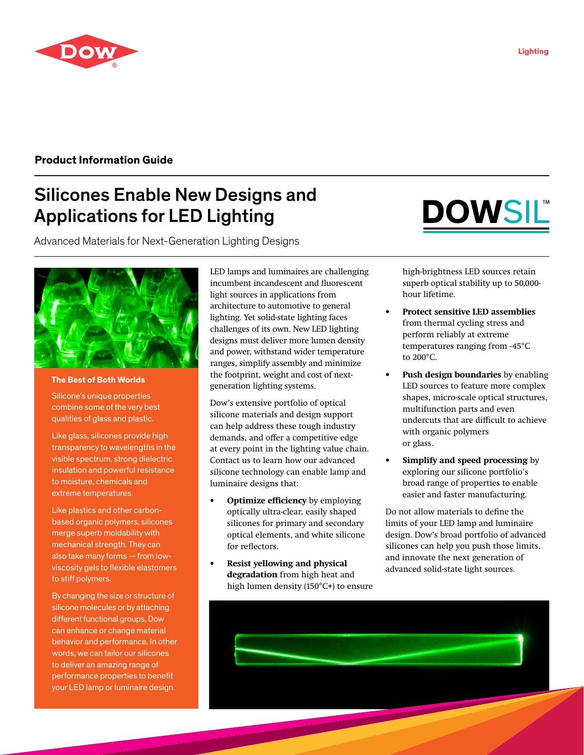Product Information Guide

# Silicones Enable New Designs and Applications for LED Lighting

Advanced Materials for Next-Generation Lighting Designs

### The Best of Both Worlds

Silicone's unique properties combine some of the very best qualities of glass and plastic.

Like glass, silicones provide high transparency to wavelengths in the visible spectrum, strong dielectric insulation and powerful resistance to moisture, chemicals and extreme temperatures.

Like plastics and other carbon-based organic polymers, silicones merge superb moldability with mechanical strength. They can also take many forms — from low-viscosity gels to flexible elastomers to stiff polymers.

By changing the size or structure of silicone molecules or by attaching different functional groups, Dow can enhance or change material behavior and performance. In other words, we can tailor our silicones to deliver an amazing range of performance properties to benefit your LED lamp or luminaire design.

LED lamps and luminaires are challenging incumbent incandescent and fluorescent light sources in applications from architecture to automotive to general lighting. Yet solid-state lighting faces challenges of its own. New LED lighting designs must deliver more lumen density and power, withstand wider temperature ranges, simplify assembly and minimize the footprint, weight and cost of next-generation lighting systems.

Dow's extensive portfolio of optical silicone materials and design support can help address these tough industry demands, and offer a competitive edge at every point in the lighting value chain. Contact us to learn how our advanced silicone technology can enable lamp and luminaire designs that:

- **Optimize efficiency** by employing optically ultra-clear, easily shaped silicones for primary and secondary optical elements, and white silicone for reflectors.
- **Resist yellowing and physical degradation** from high heat and high lumen density (150°C+) to ensure high-brightness LED sources retain superb optical stability up to 50,000-hour lifetime.
- **Protect sensitive LED assemblies** from thermal cycling stress and perform reliably at extreme temperatures ranging from -45°C to 200°C.
- **Push design boundaries** by enabling LED sources to feature more complex shapes, micro-scale optical structures, multifunction parts and even undercuts that are difficult to achieve with organic polymers or glass.
- **Simplify and speed processing** by exploring our silicone portfolio's broad range of properties to enable easier and faster manufacturing.

Do not allow materials to define the limits of your LED lamp and luminaire design. Dow's broad portfolio of advanced silicones can help you push those limits, and innovate the next generation of advanced solid-state light sources.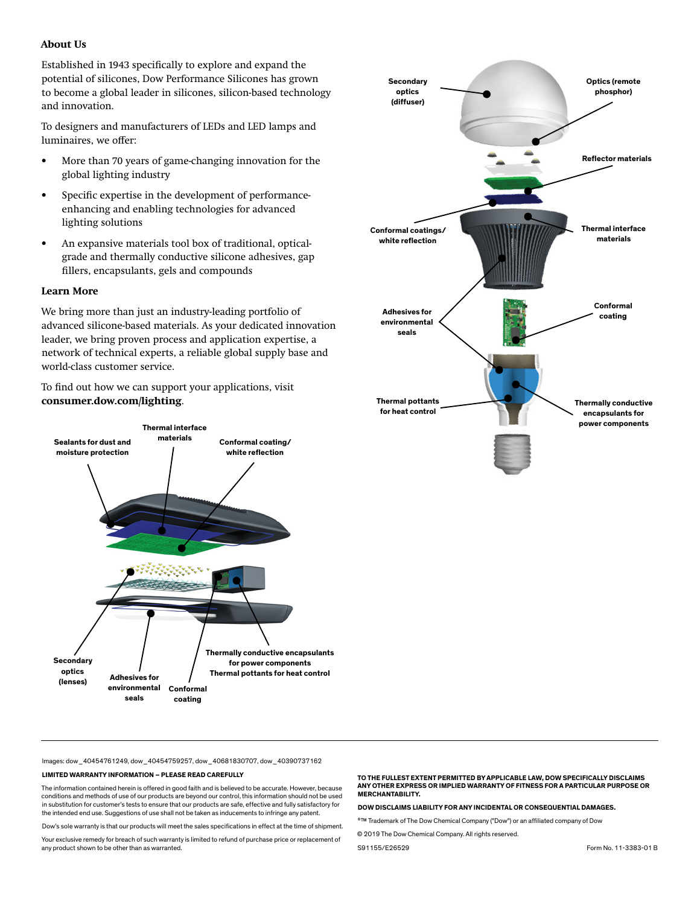### About Us

Established in 1943 specifically to explore and expand the potential of silicones, Dow Performance Silicones has grown to become a global leader in silicones, silicon-based technology and innovation.

To designers and manufacturers of LEDs and LED lamps and luminaires, we offer:

- More than 70 years of game-changing innovation for the global lighting industry
- Specific expertise in the development of performance-enhancing and enabling technologies for advanced lighting solutions
- An expansive materials tool box of traditional, optical-grade and thermally conductive silicone adhesives, gap fillers, encapsulants, gels and compounds

### Learn More

We bring more than just an industry-leading portfolio of advanced silicone-based materials. As your dedicated innovation leader, we bring proven process and application expertise, a network of technical experts, a reliable global supply base and world-class customer service.

To find out how we can support your applications, visit **consumer.dow.com/lighting**.

Sealants for dust and moisture protection

Thermal interface materials

Conformal coating/ white reflection

Secondary optics (lenses)

Adhesives for environmental seals

Conformal coating

Thermally conductive encapsulants for power components

Thermal pottants for heat control

Secondary optics (diffuser)

Optics (remote phosphor)

Reflector materials

Conformal coatings/ white reflection

Thermal interface materials

Adhesives for environmental seals

Conformal coating

Thermal pottants for heat control

Thermally conductive encapsulants for power components

---

Images: dow_40454761249, dow_40454759257, dow_40681830707, dow_40390737162

**LIMITED WARRANTY INFORMATION – PLEASE READ CAREFULLY**

The information contained herein is offered in good faith and is believed to be accurate. However, because conditions and methods of use of our products are beyond our control, this information should not be used in substitution for customer's tests to ensure that our products are safe, effective and fully satisfactory for the intended end use. Suggestions of use shall not be taken as inducements to infringe any patent.

Dow's sole warranty is that our products will meet the sales specifications in effect at the time of shipment.

Your exclusive remedy for breach of such warranty is limited to refund of purchase price or replacement of any product shown to be other than as warranted.

**TO THE FULLEST EXTENT PERMITTED BY APPLICABLE LAW, DOW SPECIFICALLY DISCLAIMS ANY OTHER EXPRESS OR IMPLIED WARRANTY OF FITNESS FOR A PARTICULAR PURPOSE OR MERCHANTABILITY.**

**DOW DISCLAIMS LIABILITY FOR ANY INCIDENTAL OR CONSEQUENTIAL DAMAGES.**

®™ Trademark of The Dow Chemical Company ("Dow") or an affiliated company of Dow

© 2019 The Dow Chemical Company. All rights reserved.

S91155/E26529

Form No. 11-3383-01 B